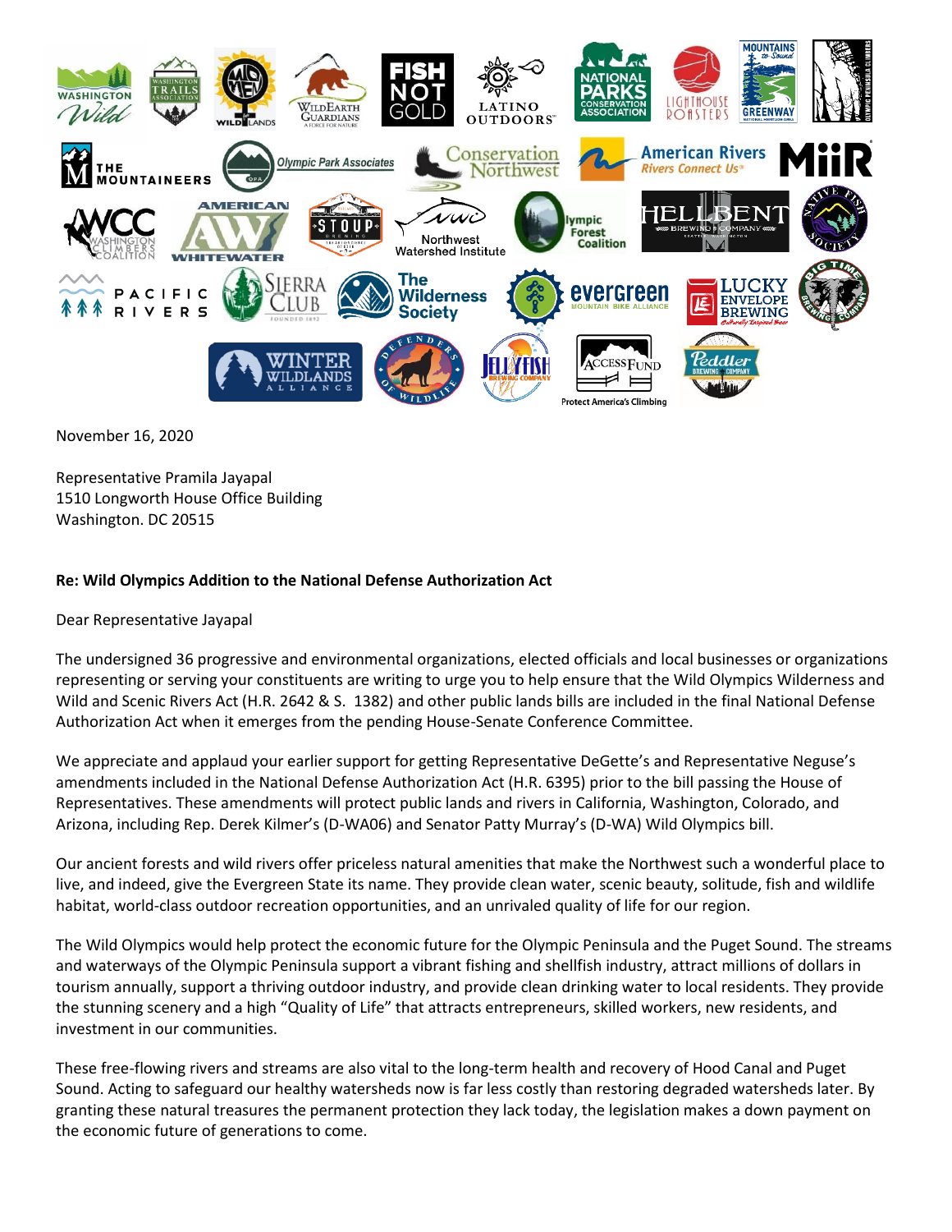November 16, 2020

Representative Pramila Jayapal
1510 Longworth House Office Building
Washington. DC 20515

**Re: Wild Olympics Addition to the National Defense Authorization Act**

Dear Representative Jayapal

The undersigned 36 progressive and environmental organizations, elected officials and local businesses or organizations representing or serving your constituents are writing to urge you to help ensure that the Wild Olympics Wilderness and Wild and Scenic Rivers Act (H.R. 2642 & S. 1382) and other public lands bills are included in the final National Defense Authorization Act when it emerges from the pending House-Senate Conference Committee.

We appreciate and applaud your earlier support for getting Representative DeGette's and Representative Neguse's amendments included in the National Defense Authorization Act (H.R. 6395) prior to the bill passing the House of Representatives. These amendments will protect public lands and rivers in California, Washington, Colorado, and Arizona, including Rep. Derek Kilmer's (D-WA06) and Senator Patty Murray's (D-WA) Wild Olympics bill.

Our ancient forests and wild rivers offer priceless natural amenities that make the Northwest such a wonderful place to live, and indeed, give the Evergreen State its name. They provide clean water, scenic beauty, solitude, fish and wildlife habitat, world-class outdoor recreation opportunities, and an unrivaled quality of life for our region.

The Wild Olympics would help protect the economic future for the Olympic Peninsula and the Puget Sound. The streams and waterways of the Olympic Peninsula support a vibrant fishing and shellfish industry, attract millions of dollars in tourism annually, support a thriving outdoor industry, and provide clean drinking water to local residents. They provide the stunning scenery and a high "Quality of Life" that attracts entrepreneurs, skilled workers, new residents, and investment in our communities.

These free-flowing rivers and streams are also vital to the long-term health and recovery of Hood Canal and Puget Sound. Acting to safeguard our healthy watersheds now is far less costly than restoring degraded watersheds later. By granting these natural treasures the permanent protection they lack today, the legislation makes a down payment on the economic future of generations to come.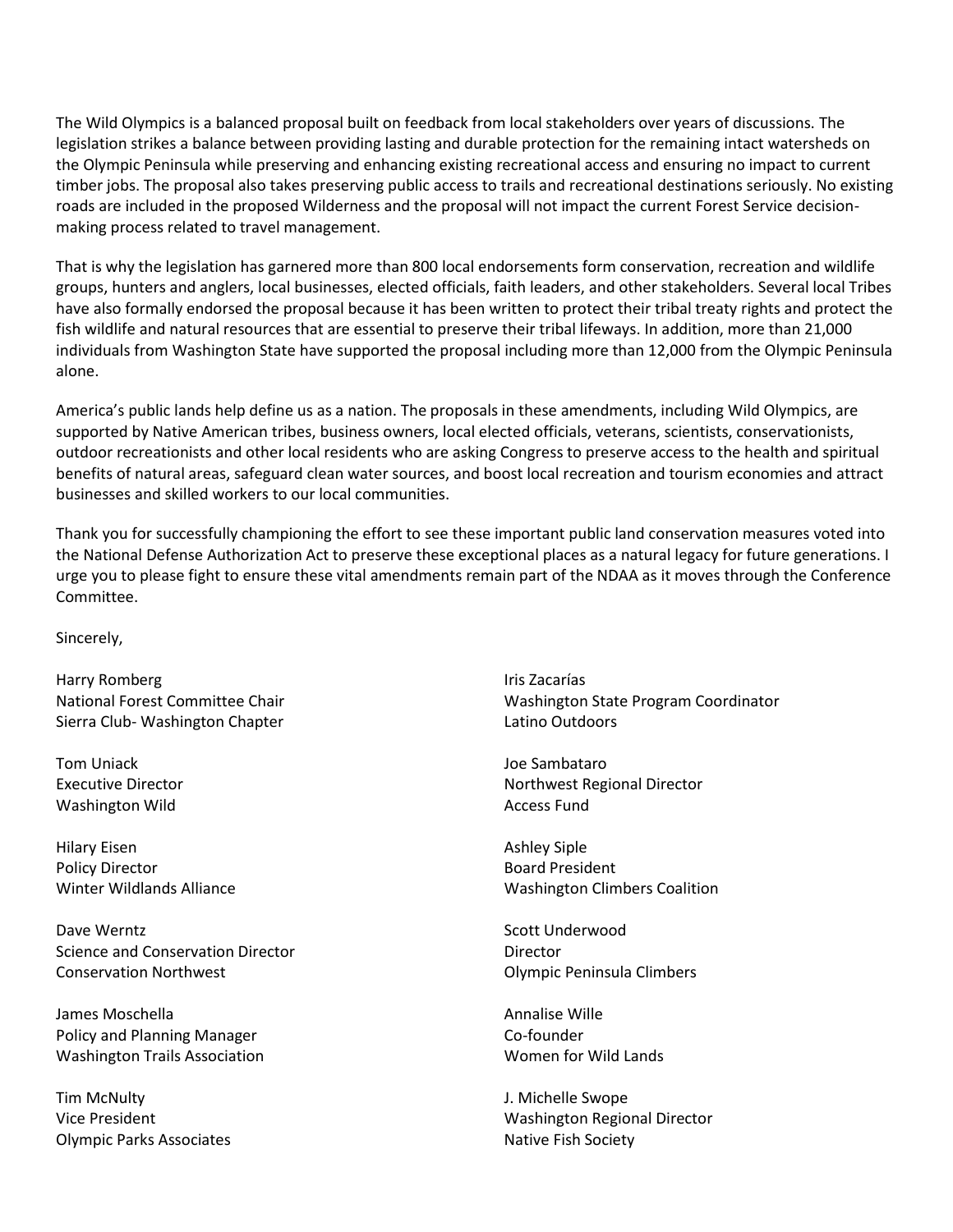The Wild Olympics is a balanced proposal built on feedback from local stakeholders over years of discussions. The legislation strikes a balance between providing lasting and durable protection for the remaining intact watersheds on the Olympic Peninsula while preserving and enhancing existing recreational access and ensuring no impact to current timber jobs. The proposal also takes preserving public access to trails and recreational destinations seriously. No existing roads are included in the proposed Wilderness and the proposal will not impact the current Forest Service decision-making process related to travel management.

That is why the legislation has garnered more than 800 local endorsements form conservation, recreation and wildlife groups, hunters and anglers, local businesses, elected officials, faith leaders, and other stakeholders. Several local Tribes have also formally endorsed the proposal because it has been written to protect their tribal treaty rights and protect the fish wildlife and natural resources that are essential to preserve their tribal lifeways. In addition, more than 21,000 individuals from Washington State have supported the proposal including more than 12,000 from the Olympic Peninsula alone.

America's public lands help define us as a nation. The proposals in these amendments, including Wild Olympics, are supported by Native American tribes, business owners, local elected officials, veterans, scientists, conservationists, outdoor recreationists and other local residents who are asking Congress to preserve access to the health and spiritual benefits of natural areas, safeguard clean water sources, and boost local recreation and tourism economies and attract businesses and skilled workers to our local communities.

Thank you for successfully championing the effort to see these important public land conservation measures voted into the National Defense Authorization Act to preserve these exceptional places as a natural legacy for future generations. I urge you to please fight to ensure these vital amendments remain part of the NDAA as it moves through the Conference Committee.

Sincerely,

Harry Romberg
National Forest Committee Chair
Sierra Club- Washington Chapter

Tom Uniack
Executive Director
Washington Wild

Hilary Eisen
Policy Director
Winter Wildlands Alliance

Dave Werntz
Science and Conservation Director
Conservation Northwest

James Moschella
Policy and Planning Manager
Washington Trails Association

Tim McNulty
Vice President
Olympic Parks Associates

Iris Zacarías
Washington State Program Coordinator
Latino Outdoors

Joe Sambataro
Northwest Regional Director
Access Fund

Ashley Siple
Board President
Washington Climbers Coalition

Scott Underwood
Director
Olympic Peninsula Climbers

Annalise Wille
Co-founder
Women for Wild Lands

J. Michelle Swope
Washington Regional Director
Native Fish Society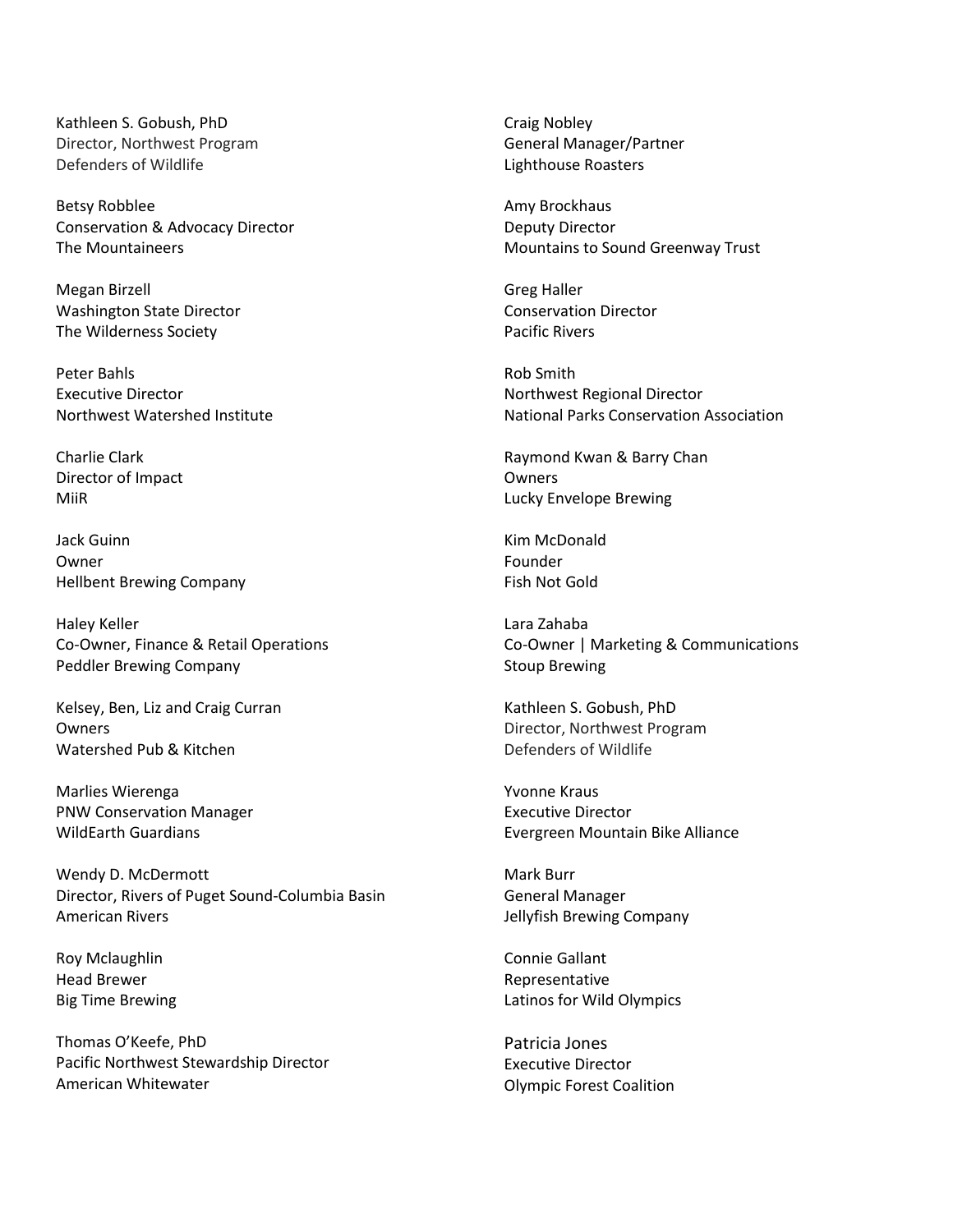Kathleen S. Gobush, PhD
Director, Northwest Program
Defenders of Wildlife

Betsy Robblee
Conservation & Advocacy Director
The Mountaineers

Megan Birzell
Washington State Director
The Wilderness Society

Peter Bahls
Executive Director
Northwest Watershed Institute

Charlie Clark
Director of Impact
MiiR

Jack Guinn
Owner
Hellbent Brewing Company

Haley Keller
Co-Owner, Finance & Retail Operations
Peddler Brewing Company

Kelsey, Ben, Liz and Craig Curran
Owners
Watershed Pub & Kitchen

Marlies Wierenga
PNW Conservation Manager
WildEarth Guardians

Wendy D. McDermott
Director, Rivers of Puget Sound-Columbia Basin
American Rivers

Roy Mclaughlin
Head Brewer
Big Time Brewing

Thomas O'Keefe, PhD
Pacific Northwest Stewardship Director
American Whitewater

Craig Nobley
General Manager/Partner
Lighthouse Roasters

Amy Brockhaus
Deputy Director
Mountains to Sound Greenway Trust

Greg Haller
Conservation Director
Pacific Rivers

Rob Smith
Northwest Regional Director
National Parks Conservation Association

Raymond Kwan & Barry Chan
Owners
Lucky Envelope Brewing

Kim McDonald
Founder
Fish Not Gold

Lara Zahaba
Co-Owner | Marketing & Communications
Stoup Brewing

Kathleen S. Gobush, PhD
Director, Northwest Program
Defenders of Wildlife

Yvonne Kraus
Executive Director
Evergreen Mountain Bike Alliance

Mark Burr
General Manager
Jellyfish Brewing Company

Connie Gallant
Representative
Latinos for Wild Olympics

Patricia Jones
Executive Director
Olympic Forest Coalition